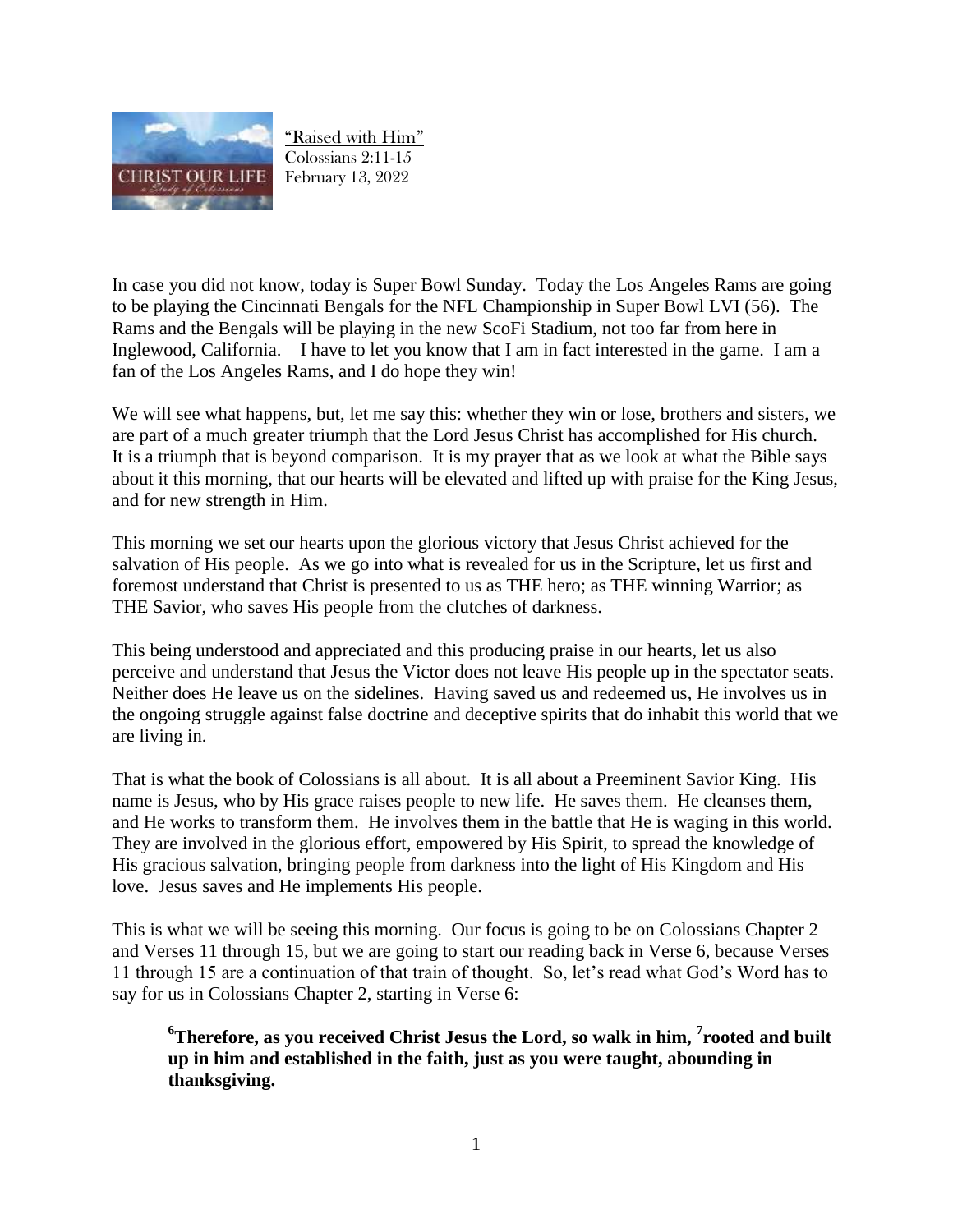"Raised with Him"
Colossians 2:11-15
February 13, 2022

In case you did not know, today is Super Bowl Sunday. Today the Los Angeles Rams are going to be playing the Cincinnati Bengals for the NFL Championship in Super Bowl LVI (56). The Rams and the Bengals will be playing in the new ScoFi Stadium, not too far from here in Inglewood, California. I have to let you know that I am in fact interested in the game. I am a fan of the Los Angeles Rams, and I do hope they win!

We will see what happens, but, let me say this: whether they win or lose, brothers and sisters, we are part of a much greater triumph that the Lord Jesus Christ has accomplished for His church. It is a triumph that is beyond comparison. It is my prayer that as we look at what the Bible says about it this morning, that our hearts will be elevated and lifted up with praise for the King Jesus, and for new strength in Him.

This morning we set our hearts upon the glorious victory that Jesus Christ achieved for the salvation of His people. As we go into what is revealed for us in the Scripture, let us first and foremost understand that Christ is presented to us as THE hero; as THE winning Warrior; as THE Savior, who saves His people from the clutches of darkness.

This being understood and appreciated and this producing praise in our hearts, let us also perceive and understand that Jesus the Victor does not leave His people up in the spectator seats. Neither does He leave us on the sidelines. Having saved us and redeemed us, He involves us in the ongoing struggle against false doctrine and deceptive spirits that do inhabit this world that we are living in.

That is what the book of Colossians is all about. It is all about a Preeminent Savior King. His name is Jesus, who by His grace raises people to new life. He saves them. He cleanses them, and He works to transform them. He involves them in the battle that He is waging in this world. They are involved in the glorious effort, empowered by His Spirit, to spread the knowledge of His gracious salvation, bringing people from darkness into the light of His Kingdom and His love. Jesus saves and He implements His people.

This is what we will be seeing this morning. Our focus is going to be on Colossians Chapter 2 and Verses 11 through 15, but we are going to start our reading back in Verse 6, because Verses 11 through 15 are a continuation of that train of thought. So, let's read what God's Word has to say for us in Colossians Chapter 2, starting in Verse 6:

> **[6]Therefore, as you received Christ Jesus the Lord, so walk in him, [7]rooted and built up in him and established in the faith, just as you were taught, abounding in thanksgiving.**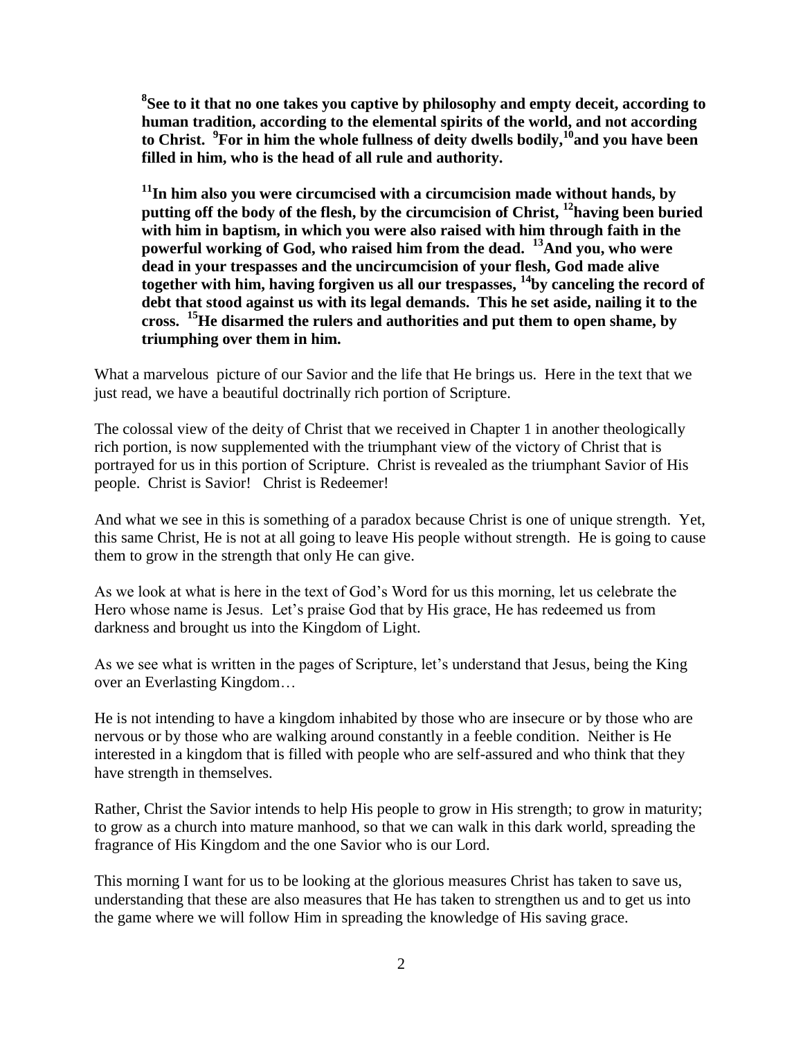**[8]See to it that no one takes you captive by philosophy and empty deceit, according to human tradition, according to the elemental spirits of the world, and not according to Christ. [9]For in him the whole fullness of deity dwells bodily,[10]and you have been filled in him, who is the head of all rule and authority.**

**[11]In him also you were circumcised with a circumcision made without hands, by putting off the body of the flesh, by the circumcision of Christ, [12]having been buried with him in baptism, in which you were also raised with him through faith in the powerful working of God, who raised him from the dead. [13]And you, who were dead in your trespasses and the uncircumcision of your flesh, God made alive together with him, having forgiven us all our trespasses, [14]by canceling the record of debt that stood against us with its legal demands. This he set aside, nailing it to the cross. [15]He disarmed the rulers and authorities and put them to open shame, by triumphing over them in him.**

What a marvelous picture of our Savior and the life that He brings us. Here in the text that we just read, we have a beautiful doctrinally rich portion of Scripture.

The colossal view of the deity of Christ that we received in Chapter 1 in another theologically rich portion, is now supplemented with the triumphant view of the victory of Christ that is portrayed for us in this portion of Scripture. Christ is revealed as the triumphant Savior of His people. Christ is Savior! Christ is Redeemer!

And what we see in this is something of a paradox because Christ is one of unique strength. Yet, this same Christ, He is not at all going to leave His people without strength. He is going to cause them to grow in the strength that only He can give.

As we look at what is here in the text of God's Word for us this morning, let us celebrate the Hero whose name is Jesus. Let's praise God that by His grace, He has redeemed us from darkness and brought us into the Kingdom of Light.

As we see what is written in the pages of Scripture, let's understand that Jesus, being the King over an Everlasting Kingdom…

He is not intending to have a kingdom inhabited by those who are insecure or by those who are nervous or by those who are walking around constantly in a feeble condition. Neither is He interested in a kingdom that is filled with people who are self-assured and who think that they have strength in themselves.

Rather, Christ the Savior intends to help His people to grow in His strength; to grow in maturity; to grow as a church into mature manhood, so that we can walk in this dark world, spreading the fragrance of His Kingdom and the one Savior who is our Lord.

This morning I want for us to be looking at the glorious measures Christ has taken to save us, understanding that these are also measures that He has taken to strengthen us and to get us into the game where we will follow Him in spreading the knowledge of His saving grace.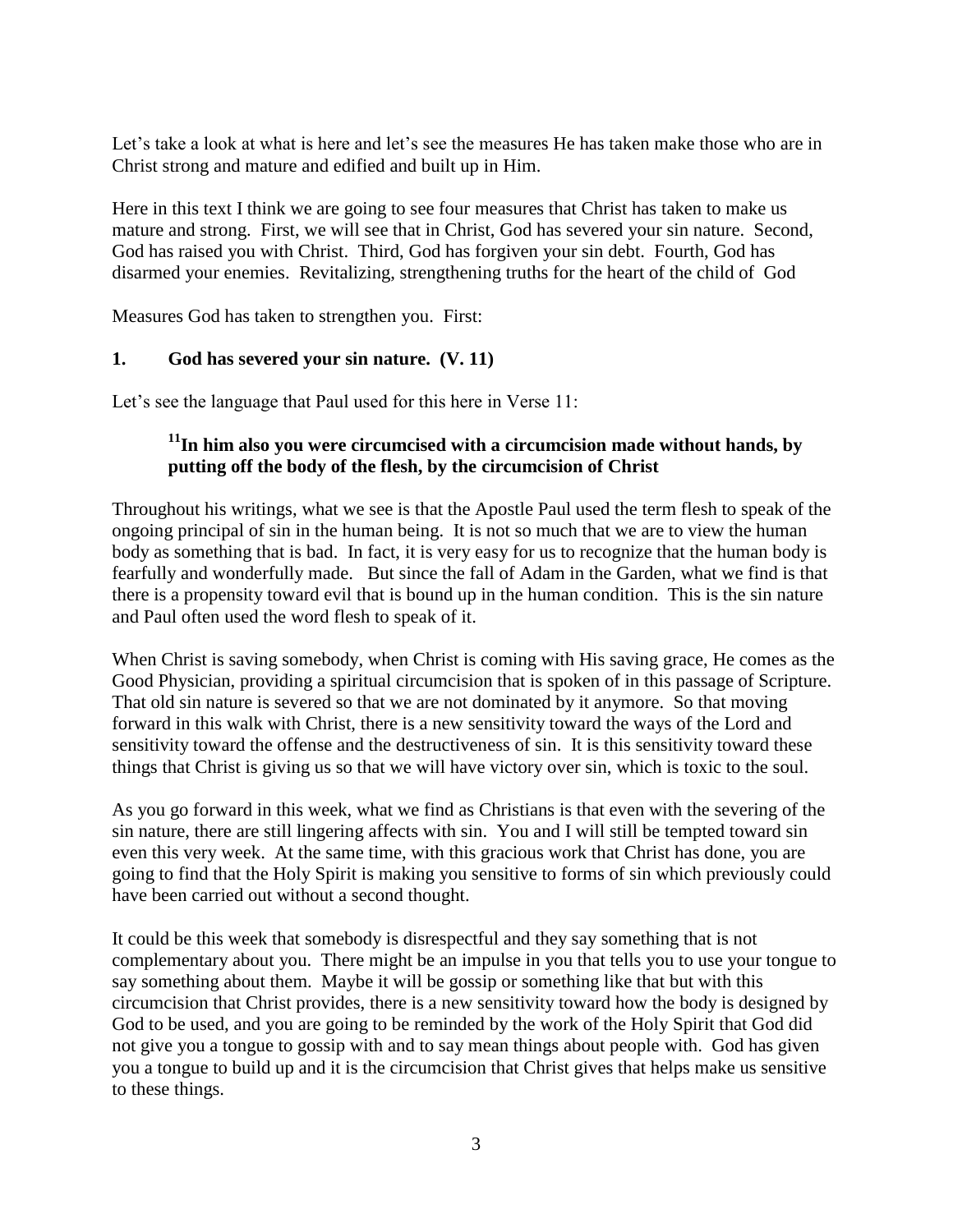Let's take a look at what is here and let's see the measures He has taken make those who are in Christ strong and mature and edified and built up in Him.

Here in this text I think we are going to see four measures that Christ has taken to make us mature and strong. First, we will see that in Christ, God has severed your sin nature. Second, God has raised you with Christ. Third, God has forgiven your sin debt. Fourth, God has disarmed your enemies. Revitalizing, strengthening truths for the heart of the child of God

Measures God has taken to strengthen you. First:

**1. God has severed your sin nature. (V. 11)**

Let's see the language that Paul used for this here in Verse 11:

> **[11]In him also you were circumcised with a circumcision made without hands, by putting off the body of the flesh, by the circumcision of Christ**

Throughout his writings, what we see is that the Apostle Paul used the term flesh to speak of the ongoing principal of sin in the human being. It is not so much that we are to view the human body as something that is bad. In fact, it is very easy for us to recognize that the human body is fearfully and wonderfully made. But since the fall of Adam in the Garden, what we find is that there is a propensity toward evil that is bound up in the human condition. This is the sin nature and Paul often used the word flesh to speak of it.

When Christ is saving somebody, when Christ is coming with His saving grace, He comes as the Good Physician, providing a spiritual circumcision that is spoken of in this passage of Scripture. That old sin nature is severed so that we are not dominated by it anymore. So that moving forward in this walk with Christ, there is a new sensitivity toward the ways of the Lord and sensitivity toward the offense and the destructiveness of sin. It is this sensitivity toward these things that Christ is giving us so that we will have victory over sin, which is toxic to the soul.

As you go forward in this week, what we find as Christians is that even with the severing of the sin nature, there are still lingering affects with sin. You and I will still be tempted toward sin even this very week. At the same time, with this gracious work that Christ has done, you are going to find that the Holy Spirit is making you sensitive to forms of sin which previously could have been carried out without a second thought.

It could be this week that somebody is disrespectful and they say something that is not complementary about you. There might be an impulse in you that tells you to use your tongue to say something about them. Maybe it will be gossip or something like that but with this circumcision that Christ provides, there is a new sensitivity toward how the body is designed by God to be used, and you are going to be reminded by the work of the Holy Spirit that God did not give you a tongue to gossip with and to say mean things about people with. God has given you a tongue to build up and it is the circumcision that Christ gives that helps make us sensitive to these things.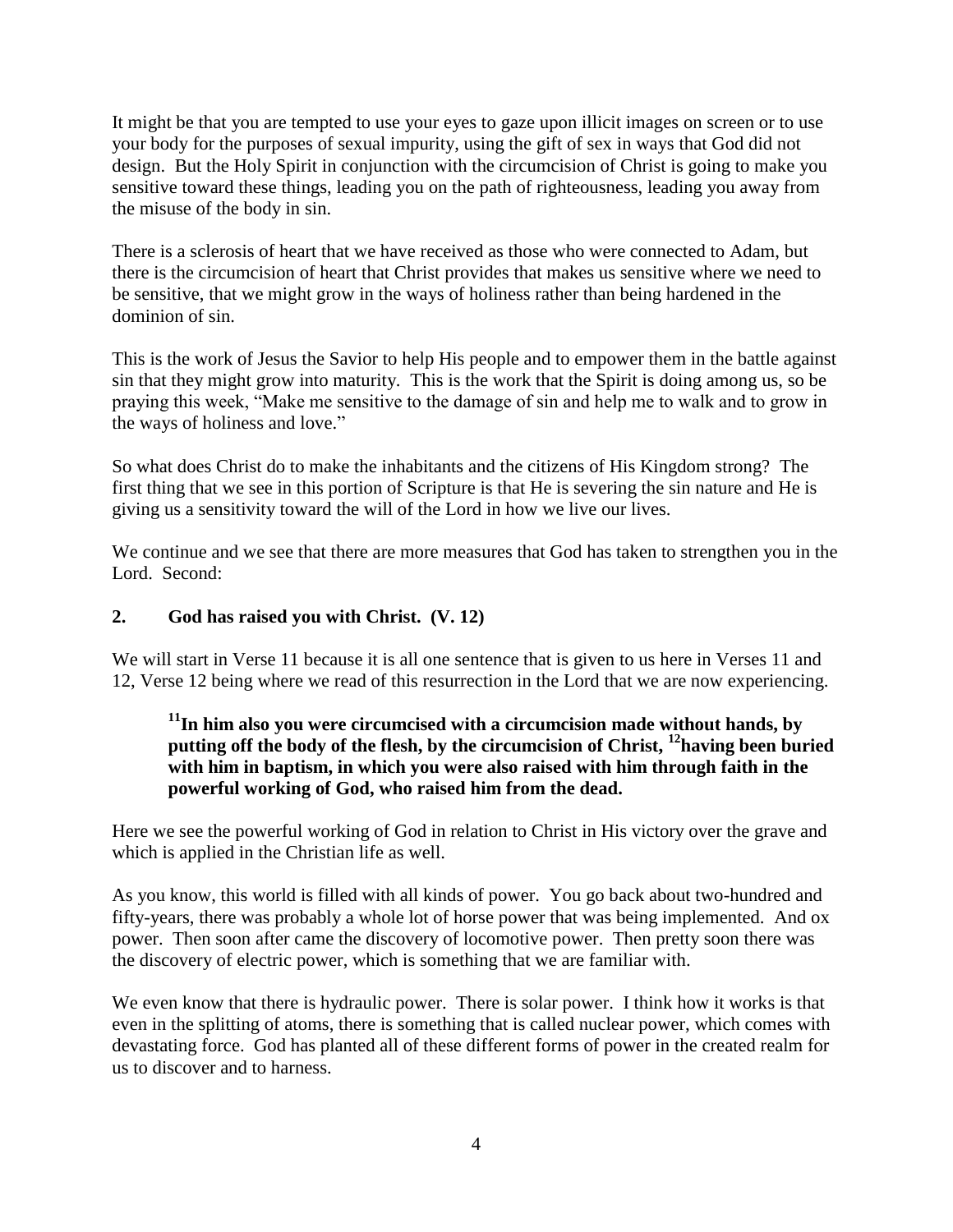It might be that you are tempted to use your eyes to gaze upon illicit images on screen or to use your body for the purposes of sexual impurity, using the gift of sex in ways that God did not design. But the Holy Spirit in conjunction with the circumcision of Christ is going to make you sensitive toward these things, leading you on the path of righteousness, leading you away from the misuse of the body in sin.

There is a sclerosis of heart that we have received as those who were connected to Adam, but there is the circumcision of heart that Christ provides that makes us sensitive where we need to be sensitive, that we might grow in the ways of holiness rather than being hardened in the dominion of sin.

This is the work of Jesus the Savior to help His people and to empower them in the battle against sin that they might grow into maturity. This is the work that the Spirit is doing among us, so be praying this week, "Make me sensitive to the damage of sin and help me to walk and to grow in the ways of holiness and love."

So what does Christ do to make the inhabitants and the citizens of His Kingdom strong? The first thing that we see in this portion of Scripture is that He is severing the sin nature and He is giving us a sensitivity toward the will of the Lord in how we live our lives.

We continue and we see that there are more measures that God has taken to strengthen you in the Lord. Second:

**2. God has raised you with Christ. (V. 12)**

We will start in Verse 11 because it is all one sentence that is given to us here in Verses 11 and 12, Verse 12 being where we read of this resurrection in the Lord that we are now experiencing.

> **[11]In him also you were circumcised with a circumcision made without hands, by putting off the body of the flesh, by the circumcision of Christ, [12]having been buried with him in baptism, in which you were also raised with him through faith in the powerful working of God, who raised him from the dead.**

Here we see the powerful working of God in relation to Christ in His victory over the grave and which is applied in the Christian life as well.

As you know, this world is filled with all kinds of power. You go back about two-hundred and fifty-years, there was probably a whole lot of horse power that was being implemented. And ox power. Then soon after came the discovery of locomotive power. Then pretty soon there was the discovery of electric power, which is something that we are familiar with.

We even know that there is hydraulic power. There is solar power. I think how it works is that even in the splitting of atoms, there is something that is called nuclear power, which comes with devastating force. God has planted all of these different forms of power in the created realm for us to discover and to harness.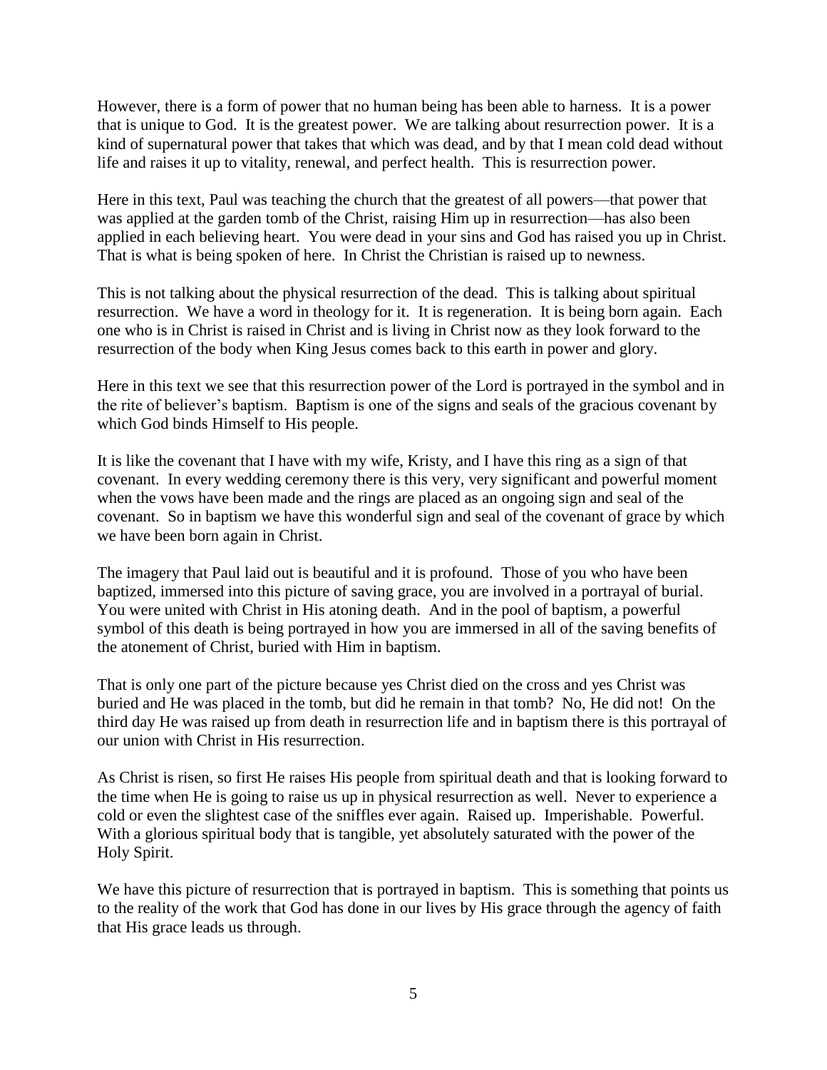However, there is a form of power that no human being has been able to harness. It is a power that is unique to God. It is the greatest power. We are talking about resurrection power. It is a kind of supernatural power that takes that which was dead, and by that I mean cold dead without life and raises it up to vitality, renewal, and perfect health. This is resurrection power.

Here in this text, Paul was teaching the church that the greatest of all powers—that power that was applied at the garden tomb of the Christ, raising Him up in resurrection—has also been applied in each believing heart. You were dead in your sins and God has raised you up in Christ. That is what is being spoken of here. In Christ the Christian is raised up to newness.

This is not talking about the physical resurrection of the dead. This is talking about spiritual resurrection. We have a word in theology for it. It is regeneration. It is being born again. Each one who is in Christ is raised in Christ and is living in Christ now as they look forward to the resurrection of the body when King Jesus comes back to this earth in power and glory.

Here in this text we see that this resurrection power of the Lord is portrayed in the symbol and in the rite of believer's baptism. Baptism is one of the signs and seals of the gracious covenant by which God binds Himself to His people.

It is like the covenant that I have with my wife, Kristy, and I have this ring as a sign of that covenant. In every wedding ceremony there is this very, very significant and powerful moment when the vows have been made and the rings are placed as an ongoing sign and seal of the covenant. So in baptism we have this wonderful sign and seal of the covenant of grace by which we have been born again in Christ.

The imagery that Paul laid out is beautiful and it is profound. Those of you who have been baptized, immersed into this picture of saving grace, you are involved in a portrayal of burial. You were united with Christ in His atoning death. And in the pool of baptism, a powerful symbol of this death is being portrayed in how you are immersed in all of the saving benefits of the atonement of Christ, buried with Him in baptism.

That is only one part of the picture because yes Christ died on the cross and yes Christ was buried and He was placed in the tomb, but did he remain in that tomb? No, He did not! On the third day He was raised up from death in resurrection life and in baptism there is this portrayal of our union with Christ in His resurrection.

As Christ is risen, so first He raises His people from spiritual death and that is looking forward to the time when He is going to raise us up in physical resurrection as well. Never to experience a cold or even the slightest case of the sniffles ever again. Raised up. Imperishable. Powerful. With a glorious spiritual body that is tangible, yet absolutely saturated with the power of the Holy Spirit.

We have this picture of resurrection that is portrayed in baptism. This is something that points us to the reality of the work that God has done in our lives by His grace through the agency of faith that His grace leads us through.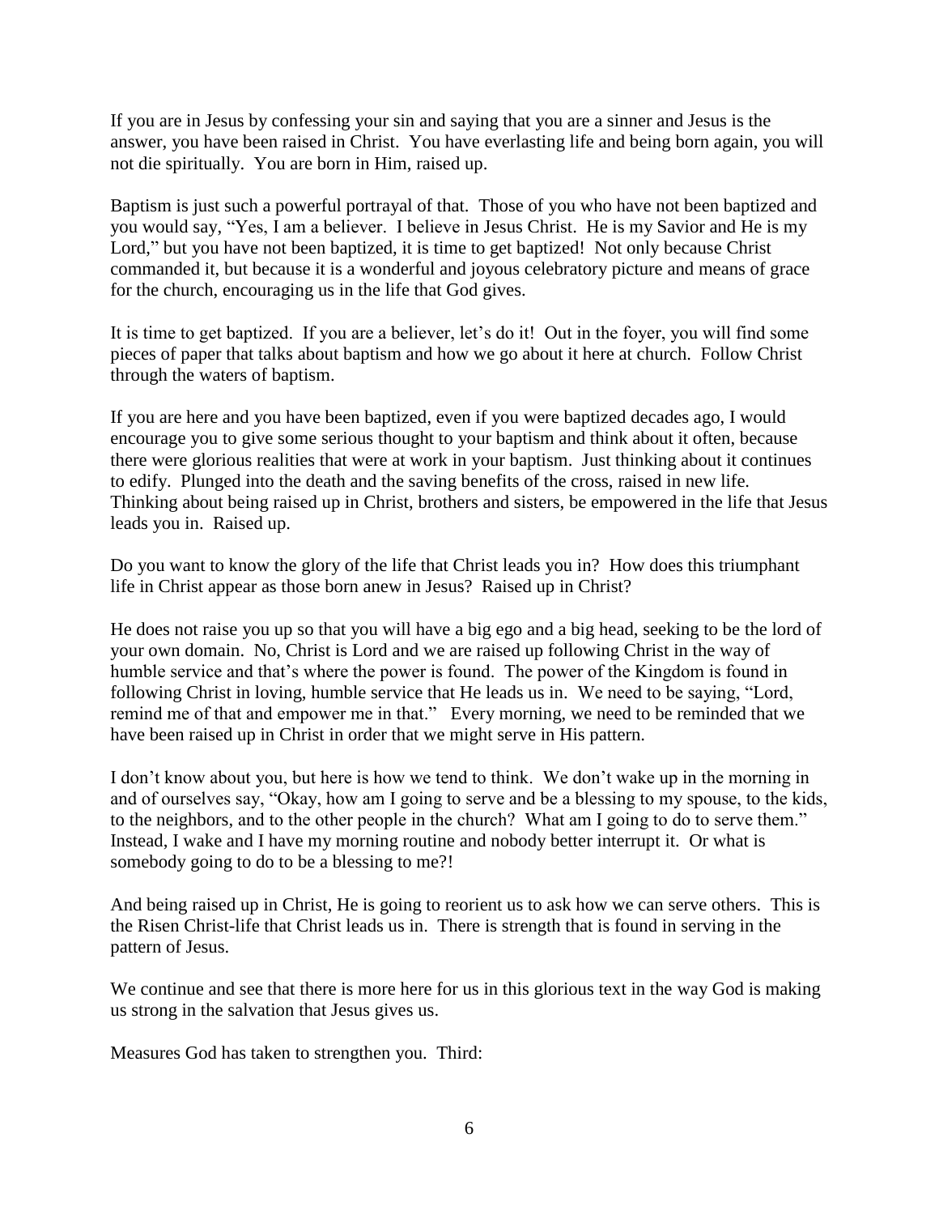If you are in Jesus by confessing your sin and saying that you are a sinner and Jesus is the answer, you have been raised in Christ. You have everlasting life and being born again, you will not die spiritually. You are born in Him, raised up.

Baptism is just such a powerful portrayal of that. Those of you who have not been baptized and you would say, "Yes, I am a believer. I believe in Jesus Christ. He is my Savior and He is my Lord," but you have not been baptized, it is time to get baptized! Not only because Christ commanded it, but because it is a wonderful and joyous celebratory picture and means of grace for the church, encouraging us in the life that God gives.

It is time to get baptized. If you are a believer, let's do it! Out in the foyer, you will find some pieces of paper that talks about baptism and how we go about it here at church. Follow Christ through the waters of baptism.

If you are here and you have been baptized, even if you were baptized decades ago, I would encourage you to give some serious thought to your baptism and think about it often, because there were glorious realities that were at work in your baptism. Just thinking about it continues to edify. Plunged into the death and the saving benefits of the cross, raised in new life. Thinking about being raised up in Christ, brothers and sisters, be empowered in the life that Jesus leads you in. Raised up.

Do you want to know the glory of the life that Christ leads you in? How does this triumphant life in Christ appear as those born anew in Jesus? Raised up in Christ?

He does not raise you up so that you will have a big ego and a big head, seeking to be the lord of your own domain. No, Christ is Lord and we are raised up following Christ in the way of humble service and that's where the power is found. The power of the Kingdom is found in following Christ in loving, humble service that He leads us in. We need to be saying, "Lord, remind me of that and empower me in that." Every morning, we need to be reminded that we have been raised up in Christ in order that we might serve in His pattern.

I don't know about you, but here is how we tend to think. We don't wake up in the morning in and of ourselves say, "Okay, how am I going to serve and be a blessing to my spouse, to the kids, to the neighbors, and to the other people in the church? What am I going to do to serve them." Instead, I wake and I have my morning routine and nobody better interrupt it. Or what is somebody going to do to be a blessing to me?!

And being raised up in Christ, He is going to reorient us to ask how we can serve others. This is the Risen Christ-life that Christ leads us in. There is strength that is found in serving in the pattern of Jesus.

We continue and see that there is more here for us in this glorious text in the way God is making us strong in the salvation that Jesus gives us.

Measures God has taken to strengthen you. Third: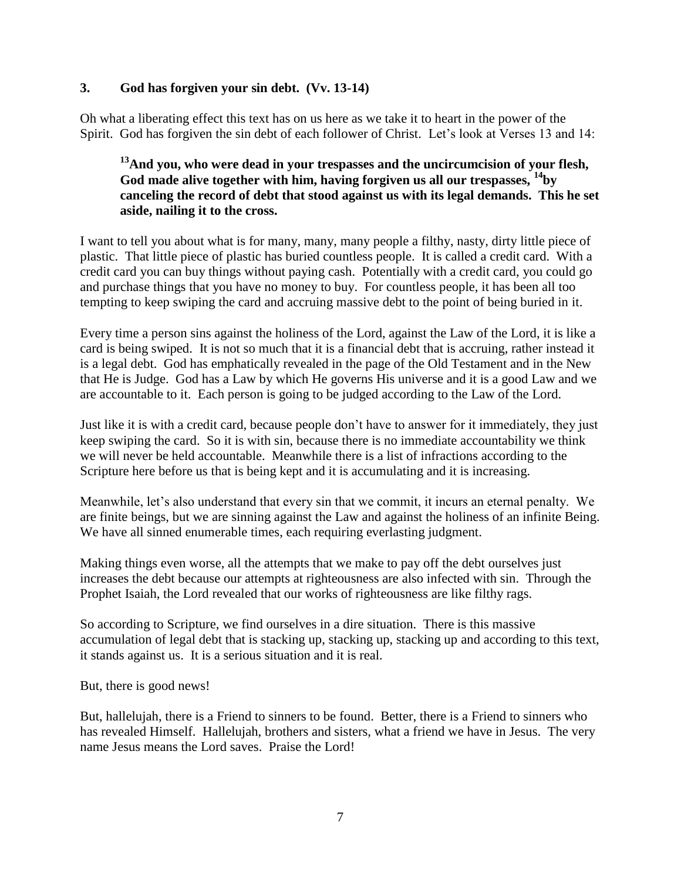### 3. God has forgiven your sin debt. (Vv. 13-14)

Oh what a liberating effect this text has on us here as we take it to heart in the power of the Spirit. God has forgiven the sin debt of each follower of Christ. Let's look at Verses 13 and 14:

> **[13]And you, who were dead in your trespasses and the uncircumcision of your flesh, God made alive together with him, having forgiven us all our trespasses, [14]by canceling the record of debt that stood against us with its legal demands. This he set aside, nailing it to the cross.**

I want to tell you about what is for many, many, many people a filthy, nasty, dirty little piece of plastic. That little piece of plastic has buried countless people. It is called a credit card. With a credit card you can buy things without paying cash. Potentially with a credit card, you could go and purchase things that you have no money to buy. For countless people, it has been all too tempting to keep swiping the card and accruing massive debt to the point of being buried in it.

Every time a person sins against the holiness of the Lord, against the Law of the Lord, it is like a card is being swiped. It is not so much that it is a financial debt that is accruing, rather instead it is a legal debt. God has emphatically revealed in the page of the Old Testament and in the New that He is Judge. God has a Law by which He governs His universe and it is a good Law and we are accountable to it. Each person is going to be judged according to the Law of the Lord.

Just like it is with a credit card, because people don't have to answer for it immediately, they just keep swiping the card. So it is with sin, because there is no immediate accountability we think we will never be held accountable. Meanwhile there is a list of infractions according to the Scripture here before us that is being kept and it is accumulating and it is increasing.

Meanwhile, let's also understand that every sin that we commit, it incurs an eternal penalty. We are finite beings, but we are sinning against the Law and against the holiness of an infinite Being. We have all sinned enumerable times, each requiring everlasting judgment.

Making things even worse, all the attempts that we make to pay off the debt ourselves just increases the debt because our attempts at righteousness are also infected with sin. Through the Prophet Isaiah, the Lord revealed that our works of righteousness are like filthy rags.

So according to Scripture, we find ourselves in a dire situation. There is this massive accumulation of legal debt that is stacking up, stacking up, stacking up and according to this text, it stands against us. It is a serious situation and it is real.

But, there is good news!

But, hallelujah, there is a Friend to sinners to be found. Better, there is a Friend to sinners who has revealed Himself. Hallelujah, brothers and sisters, what a friend we have in Jesus. The very name Jesus means the Lord saves. Praise the Lord!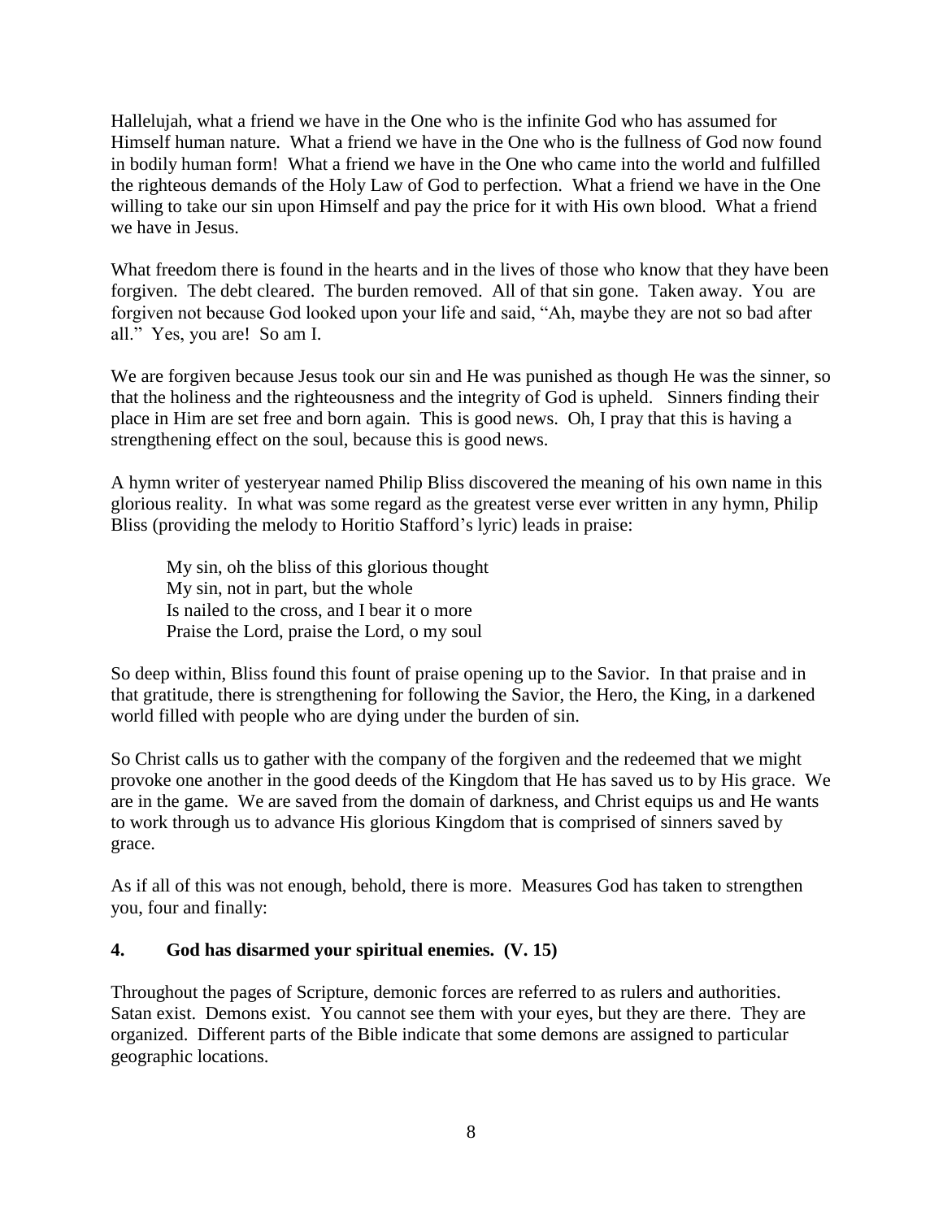Hallelujah, what a friend we have in the One who is the infinite God who has assumed for Himself human nature. What a friend we have in the One who is the fullness of God now found in bodily human form! What a friend we have in the One who came into the world and fulfilled the righteous demands of the Holy Law of God to perfection. What a friend we have in the One willing to take our sin upon Himself and pay the price for it with His own blood. What a friend we have in Jesus.

What freedom there is found in the hearts and in the lives of those who know that they have been forgiven. The debt cleared. The burden removed. All of that sin gone. Taken away. You are forgiven not because God looked upon your life and said, "Ah, maybe they are not so bad after all." Yes, you are! So am I.

We are forgiven because Jesus took our sin and He was punished as though He was the sinner, so that the holiness and the righteousness and the integrity of God is upheld. Sinners finding their place in Him are set free and born again. This is good news. Oh, I pray that this is having a strengthening effect on the soul, because this is good news.

A hymn writer of yesteryear named Philip Bliss discovered the meaning of his own name in this glorious reality. In what was some regard as the greatest verse ever written in any hymn, Philip Bliss (providing the melody to Horitio Stafford's lyric) leads in praise:

> My sin, oh the bliss of this glorious thought
> My sin, not in part, but the whole
> Is nailed to the cross, and I bear it o more
> Praise the Lord, praise the Lord, o my soul

So deep within, Bliss found this fount of praise opening up to the Savior. In that praise and in that gratitude, there is strengthening for following the Savior, the Hero, the King, in a darkened world filled with people who are dying under the burden of sin.

So Christ calls us to gather with the company of the forgiven and the redeemed that we might provoke one another in the good deeds of the Kingdom that He has saved us to by His grace. We are in the game. We are saved from the domain of darkness, and Christ equips us and He wants to work through us to advance His glorious Kingdom that is comprised of sinners saved by grace.

As if all of this was not enough, behold, there is more. Measures God has taken to strengthen you, four and finally:

**4. God has disarmed your spiritual enemies. (V. 15)**

Throughout the pages of Scripture, demonic forces are referred to as rulers and authorities. Satan exist. Demons exist. You cannot see them with your eyes, but they are there. They are organized. Different parts of the Bible indicate that some demons are assigned to particular geographic locations.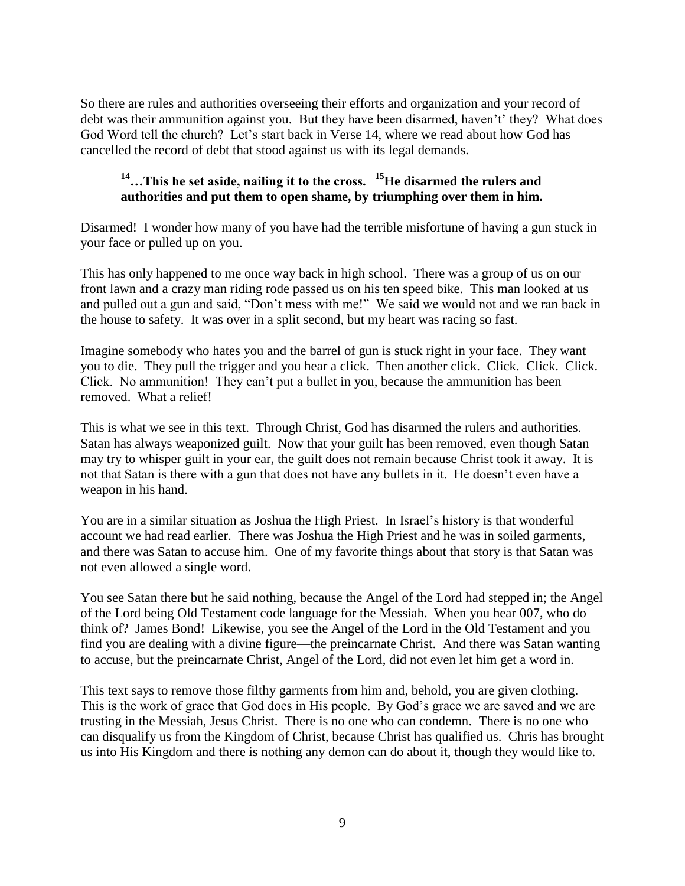So there are rules and authorities overseeing their efforts and organization and your record of debt was their ammunition against you. But they have been disarmed, haven't' they? What does God Word tell the church? Let's start back in Verse 14, where we read about how God has cancelled the record of debt that stood against us with its legal demands.

> **14…This he set aside, nailing it to the cross. 15He disarmed the rulers and authorities and put them to open shame, by triumphing over them in him.**

Disarmed! I wonder how many of you have had the terrible misfortune of having a gun stuck in your face or pulled up on you.

This has only happened to me once way back in high school. There was a group of us on our front lawn and a crazy man riding rode passed us on his ten speed bike. This man looked at us and pulled out a gun and said, "Don't mess with me!" We said we would not and we ran back in the house to safety. It was over in a split second, but my heart was racing so fast.

Imagine somebody who hates you and the barrel of gun is stuck right in your face. They want you to die. They pull the trigger and you hear a click. Then another click. Click. Click. Click. Click. No ammunition! They can't put a bullet in you, because the ammunition has been removed. What a relief!

This is what we see in this text. Through Christ, God has disarmed the rulers and authorities. Satan has always weaponized guilt. Now that your guilt has been removed, even though Satan may try to whisper guilt in your ear, the guilt does not remain because Christ took it away. It is not that Satan is there with a gun that does not have any bullets in it. He doesn't even have a weapon in his hand.

You are in a similar situation as Joshua the High Priest. In Israel's history is that wonderful account we had read earlier. There was Joshua the High Priest and he was in soiled garments, and there was Satan to accuse him. One of my favorite things about that story is that Satan was not even allowed a single word.

You see Satan there but he said nothing, because the Angel of the Lord had stepped in; the Angel of the Lord being Old Testament code language for the Messiah. When you hear 007, who do think of? James Bond! Likewise, you see the Angel of the Lord in the Old Testament and you find you are dealing with a divine figure—the preincarnate Christ. And there was Satan wanting to accuse, but the preincarnate Christ, Angel of the Lord, did not even let him get a word in.

This text says to remove those filthy garments from him and, behold, you are given clothing. This is the work of grace that God does in His people. By God's grace we are saved and we are trusting in the Messiah, Jesus Christ. There is no one who can condemn. There is no one who can disqualify us from the Kingdom of Christ, because Christ has qualified us. Chris has brought us into His Kingdom and there is nothing any demon can do about it, though they would like to.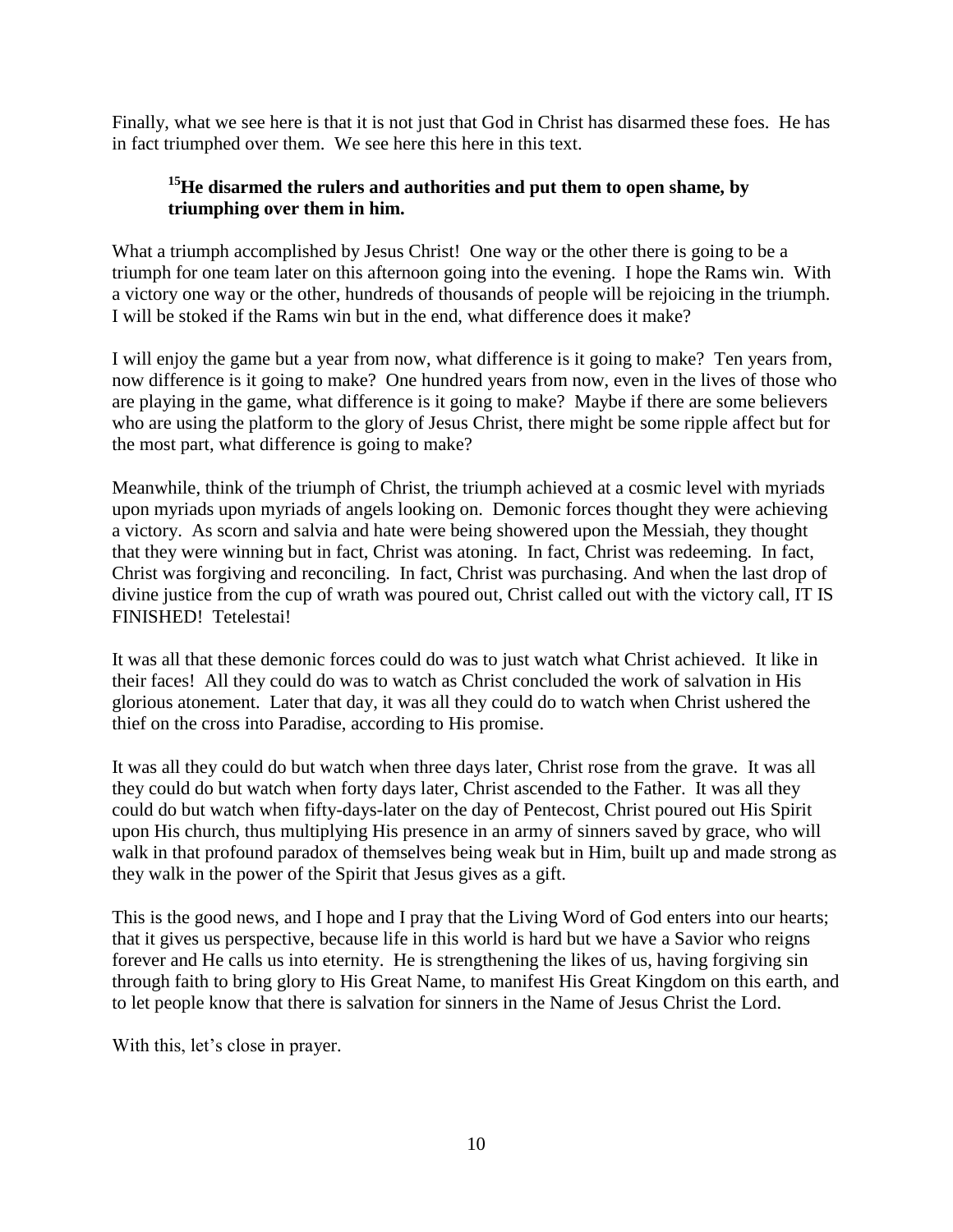Finally, what we see here is that it is not just that God in Christ has disarmed these foes. He has in fact triumphed over them. We see here this here in this text.

> **[15]He disarmed the rulers and authorities and put them to open shame, by triumphing over them in him.**

What a triumph accomplished by Jesus Christ! One way or the other there is going to be a triumph for one team later on this afternoon going into the evening. I hope the Rams win. With a victory one way or the other, hundreds of thousands of people will be rejoicing in the triumph. I will be stoked if the Rams win but in the end, what difference does it make?

I will enjoy the game but a year from now, what difference is it going to make? Ten years from, now difference is it going to make? One hundred years from now, even in the lives of those who are playing in the game, what difference is it going to make? Maybe if there are some believers who are using the platform to the glory of Jesus Christ, there might be some ripple affect but for the most part, what difference is going to make?

Meanwhile, think of the triumph of Christ, the triumph achieved at a cosmic level with myriads upon myriads upon myriads of angels looking on. Demonic forces thought they were achieving a victory. As scorn and salvia and hate were being showered upon the Messiah, they thought that they were winning but in fact, Christ was atoning. In fact, Christ was redeeming. In fact, Christ was forgiving and reconciling. In fact, Christ was purchasing. And when the last drop of divine justice from the cup of wrath was poured out, Christ called out with the victory call, IT IS FINISHED! Tetelestai!

It was all that these demonic forces could do was to just watch what Christ achieved. It like in their faces! All they could do was to watch as Christ concluded the work of salvation in His glorious atonement. Later that day, it was all they could do to watch when Christ ushered the thief on the cross into Paradise, according to His promise.

It was all they could do but watch when three days later, Christ rose from the grave. It was all they could do but watch when forty days later, Christ ascended to the Father. It was all they could do but watch when fifty-days-later on the day of Pentecost, Christ poured out His Spirit upon His church, thus multiplying His presence in an army of sinners saved by grace, who will walk in that profound paradox of themselves being weak but in Him, built up and made strong as they walk in the power of the Spirit that Jesus gives as a gift.

This is the good news, and I hope and I pray that the Living Word of God enters into our hearts; that it gives us perspective, because life in this world is hard but we have a Savior who reigns forever and He calls us into eternity. He is strengthening the likes of us, having forgiving sin through faith to bring glory to His Great Name, to manifest His Great Kingdom on this earth, and to let people know that there is salvation for sinners in the Name of Jesus Christ the Lord.

With this, let's close in prayer.